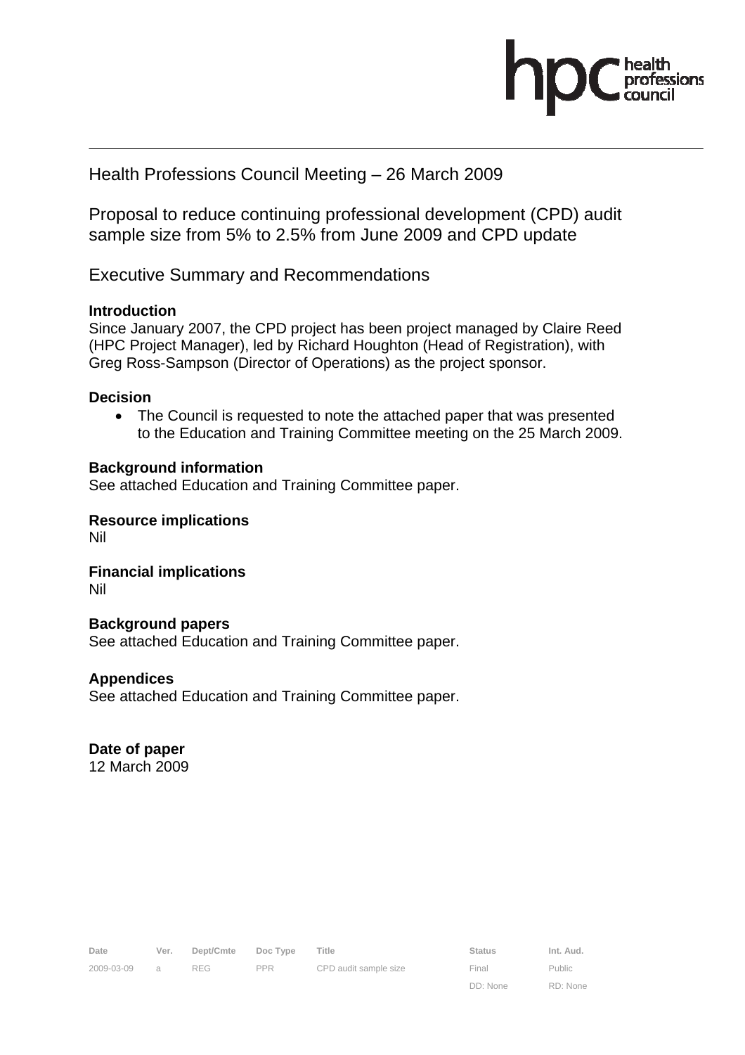Health Professions Council Meeting – 26 March 2009

# Proposal to reduce continuing professional development (CPD) audit sample size from 5% to 2.5% from June 2009 and CPD update

## Executive Summary and Recommendations

**Introduction**

Since January 2007, the CPD project has been project managed by Claire Reed (HPC Project Manager), led by Richard Houghton (Head of Registration), with Greg Ross-Sampson (Director of Operations) as the project sponsor.

**Decision**

- The Council is requested to note the attached paper that was presented to the Education and Training Committee meeting on the 25 March 2009.

**Background information**

See attached Education and Training Committee paper.

**Resource implications**

Nil

**Financial implications**

Nil

**Background papers**

See attached Education and Training Committee paper.

**Appendices**

See attached Education and Training Committee paper.

**Date of paper**

12 March 2009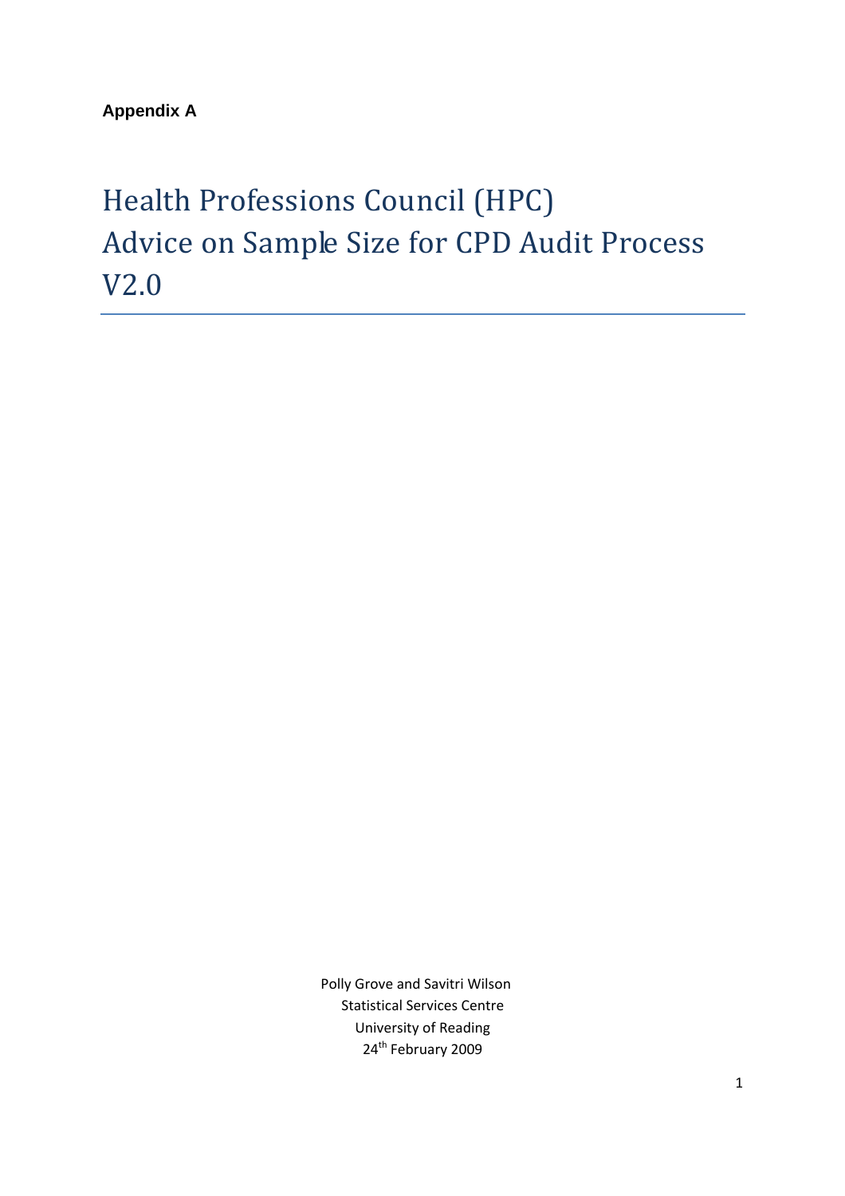**Appendix A**

# Health Professions Council (HPC)
# Advice on Sample Size for CPD Audit Process
# V2.0

Polly Grove and Savitri Wilson
Statistical Services Centre
University of Reading
24th February 2009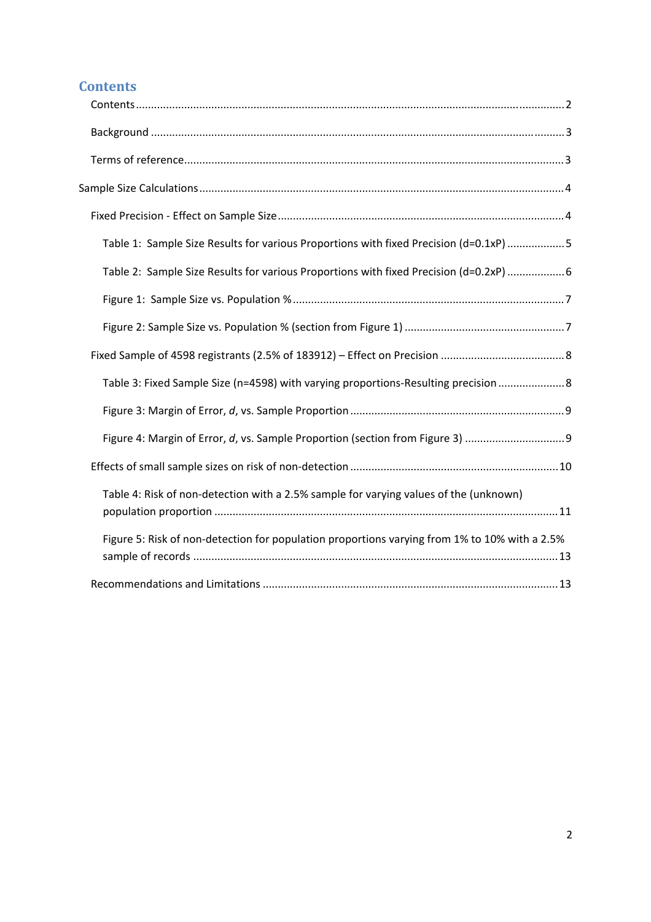# Contents

Contents ........................................................................................................................................ 2

Background ..................................................................................................................................... 3

Terms of reference.......................................................................................................................... 3

Sample Size Calculations ..................................................................................................................... 4

Fixed Precision - Effect on Sample Size ........................................................................................... 4

Table 1: Sample Size Results for various Proportions with fixed Precision (d=0.1xP) ................... 5

Table 2: Sample Size Results for various Proportions with fixed Precision (d=0.2xP) ................... 6

Figure 1: Sample Size vs. Population % ........................................................................................ 7

Figure 2: Sample Size vs. Population % (section from Figure 1) .................................................... 7

Fixed Sample of 4598 registrants (2.5% of 183912) – Effect on Precision ........................................ 8

Table 3: Fixed Sample Size (n=4598) with varying proportions-Resulting precision ...................... 8

Figure 3: Margin of Error, *d*, vs. Sample Proportion ..................................................................... 9

Figure 4: Margin of Error, *d*, vs. Sample Proportion (section from Figure 3) ................................ 9

Effects of small sample sizes on risk of non-detection ................................................................... 10

Table 4: Risk of non-detection with a 2.5% sample for varying values of the (unknown) population proportion ................................................................................................................ 11

Figure 5: Risk of non-detection for population proportions varying from 1% to 10% with a 2.5% sample of records ....................................................................................................................... 13

Recommendations and Limitations ................................................................................................ 13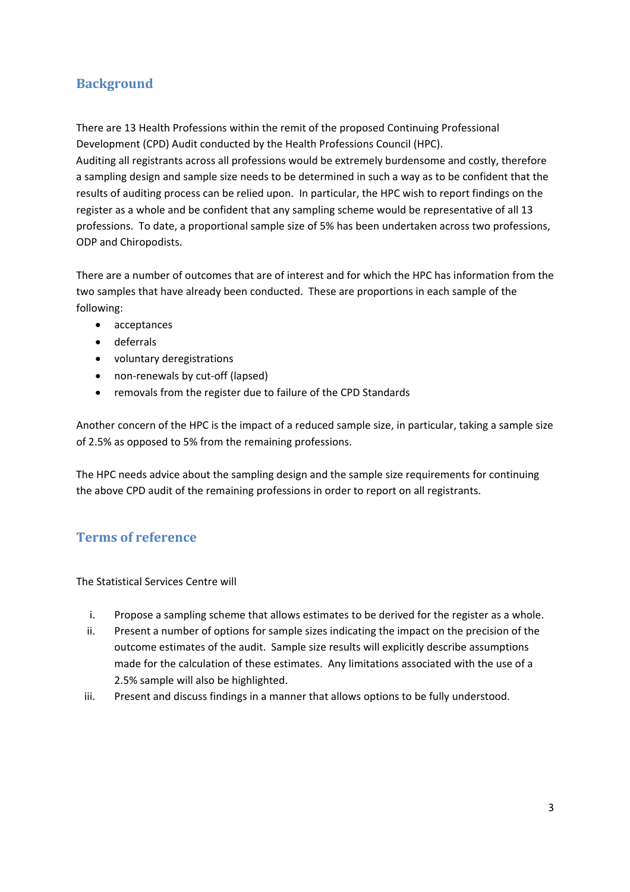## Background

There are 13 Health Professions within the remit of the proposed Continuing Professional Development (CPD) Audit conducted by the Health Professions Council (HPC).
Auditing all registrants across all professions would be extremely burdensome and costly, therefore a sampling design and sample size needs to be determined in such a way as to be confident that the results of auditing process can be relied upon. In particular, the HPC wish to report findings on the register as a whole and be confident that any sampling scheme would be representative of all 13 professions. To date, a proportional sample size of 5% has been undertaken across two professions, ODP and Chiropodists.

There are a number of outcomes that are of interest and for which the HPC has information from the two samples that have already been conducted. These are proportions in each sample of the following:

- acceptances
- deferrals
- voluntary deregistrations
- non-renewals by cut-off (lapsed)
- removals from the register due to failure of the CPD Standards

Another concern of the HPC is the impact of a reduced sample size, in particular, taking a sample size of 2.5% as opposed to 5% from the remaining professions.

The HPC needs advice about the sampling design and the sample size requirements for continuing the above CPD audit of the remaining professions in order to report on all registrants.

## Terms of reference

The Statistical Services Centre will

i. Propose a sampling scheme that allows estimates to be derived for the register as a whole.
ii. Present a number of options for sample sizes indicating the impact on the precision of the outcome estimates of the audit. Sample size results will explicitly describe assumptions made for the calculation of these estimates. Any limitations associated with the use of a 2.5% sample will also be highlighted.
iii. Present and discuss findings in a manner that allows options to be fully understood.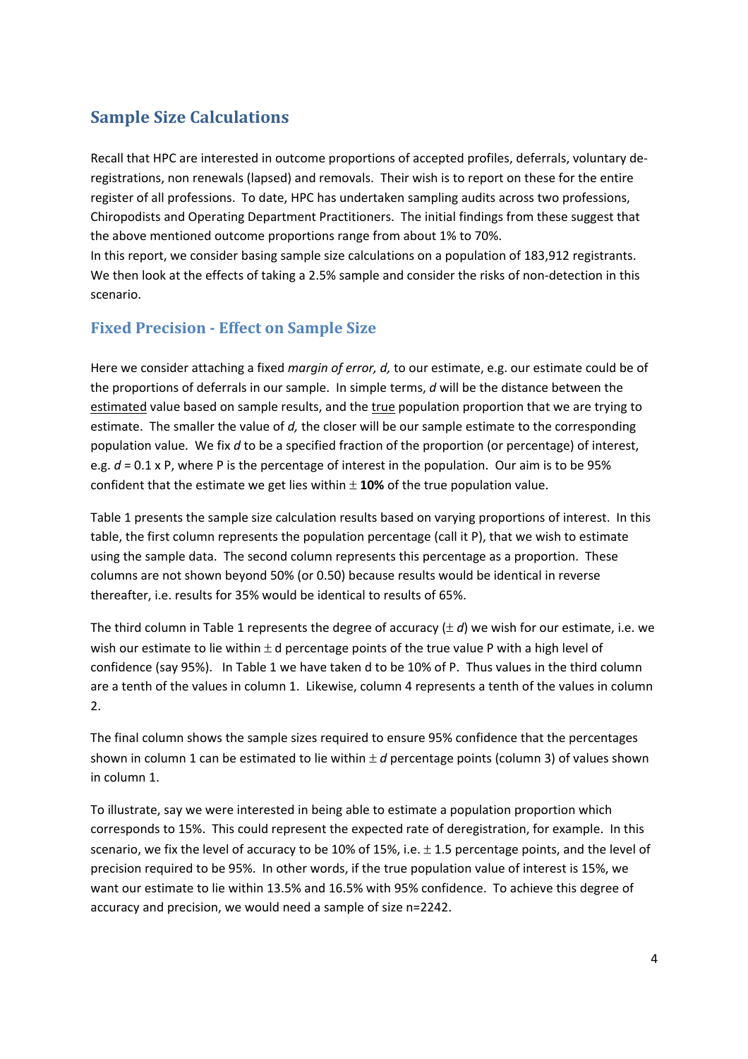## Sample Size Calculations

Recall that HPC are interested in outcome proportions of accepted profiles, deferrals, voluntary de-registrations, non renewals (lapsed) and removals. Their wish is to report on these for the entire register of all professions. To date, HPC has undertaken sampling audits across two professions, Chiropodists and Operating Department Practitioners. The initial findings from these suggest that the above mentioned outcome proportions range from about 1% to 70%.
In this report, we consider basing sample size calculations on a population of 183,912 registrants. We then look at the effects of taking a 2.5% sample and consider the risks of non-detection in this scenario.

### Fixed Precision - Effect on Sample Size

Here we consider attaching a fixed *margin of error, d,* to our estimate, e.g. our estimate could be of the proportions of deferrals in our sample. In simple terms, *d* will be the distance between the estimated value based on sample results, and the true population proportion that we are trying to estimate. The smaller the value of *d,* the closer will be our sample estimate to the corresponding population value. We fix *d* to be a specified fraction of the proportion (or percentage) of interest, e.g. $d = 0.1 \times P$, where P is the percentage of interest in the population. Our aim is to be 95% confident that the estimate we get lies within $\pm$ **10%** of the true population value.

Table 1 presents the sample size calculation results based on varying proportions of interest. In this table, the first column represents the population percentage (call it P), that we wish to estimate using the sample data. The second column represents this percentage as a proportion. These columns are not shown beyond 50% (or 0.50) because results would be identical in reverse thereafter, i.e. results for 35% would be identical to results of 65%.

The third column in Table 1 represents the degree of accuracy ($\pm$ *d*) we wish for our estimate, i.e. we wish our estimate to lie within $\pm$ d percentage points of the true value P with a high level of confidence (say 95%). In Table 1 we have taken d to be 10% of P. Thus values in the third column are a tenth of the values in column 1. Likewise, column 4 represents a tenth of the values in column 2.

The final column shows the sample sizes required to ensure 95% confidence that the percentages shown in column 1 can be estimated to lie within $\pm$ *d* percentage points (column 3) of values shown in column 1.

To illustrate, say we were interested in being able to estimate a population proportion which corresponds to 15%. This could represent the expected rate of deregistration, for example. In this scenario, we fix the level of accuracy to be 10% of 15%, i.e. $\pm$ 1.5 percentage points, and the level of precision required to be 95%. In other words, if the true population value of interest is 15%, we want our estimate to lie within 13.5% and 16.5% with 95% confidence. To achieve this degree of accuracy and precision, we would need a sample of size n=2242.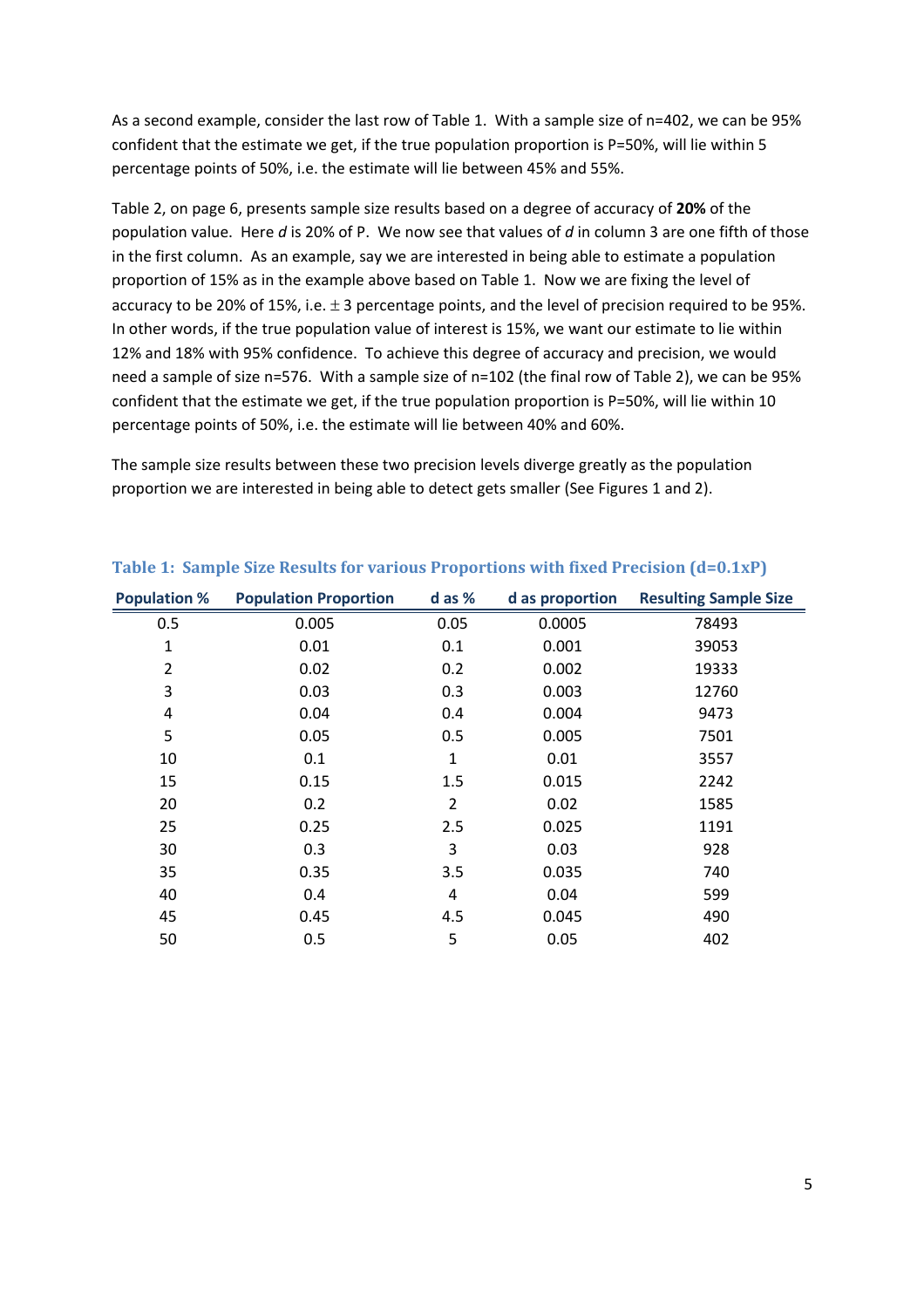As a second example, consider the last row of Table 1. With a sample size of n=402, we can be 95% confident that the estimate we get, if the true population proportion is P=50%, will lie within 5 percentage points of 50%, i.e. the estimate will lie between 45% and 55%.

Table 2, on page 6, presents sample size results based on a degree of accuracy of **20%** of the population value. Here *d* is 20% of P. We now see that values of *d* in column 3 are one fifth of those in the first column. As an example, say we are interested in being able to estimate a population proportion of 15% as in the example above based on Table 1. Now we are fixing the level of accuracy to be 20% of 15%, i.e. $\pm$ 3 percentage points, and the level of precision required to be 95%. In other words, if the true population value of interest is 15%, we want our estimate to lie within 12% and 18% with 95% confidence. To achieve this degree of accuracy and precision, we would need a sample of size n=576. With a sample size of n=102 (the final row of Table 2), we can be 95% confident that the estimate we get, if the true population proportion is P=50%, will lie within 10 percentage points of 50%, i.e. the estimate will lie between 40% and 60%.

The sample size results between these two precision levels diverge greatly as the population proportion we are interested in being able to detect gets smaller (See Figures 1 and 2).

**Table 1: Sample Size Results for various Proportions with fixed Precision (d=0.1xP)**

| Population % | Population Proportion | d as % | d as proportion | Resulting Sample Size |
|---|---|---|---|---|
| 0.5 | 0.005 | 0.05 | 0.0005 | 78493 |
| 1 | 0.01 | 0.1 | 0.001 | 39053 |
| 2 | 0.02 | 0.2 | 0.002 | 19333 |
| 3 | 0.03 | 0.3 | 0.003 | 12760 |
| 4 | 0.04 | 0.4 | 0.004 | 9473 |
| 5 | 0.05 | 0.5 | 0.005 | 7501 |
| 10 | 0.1 | 1 | 0.01 | 3557 |
| 15 | 0.15 | 1.5 | 0.015 | 2242 |
| 20 | 0.2 | 2 | 0.02 | 1585 |
| 25 | 0.25 | 2.5 | 0.025 | 1191 |
| 30 | 0.3 | 3 | 0.03 | 928 |
| 35 | 0.35 | 3.5 | 0.035 | 740 |
| 40 | 0.4 | 4 | 0.04 | 599 |
| 45 | 0.45 | 4.5 | 0.045 | 490 |
| 50 | 0.5 | 5 | 0.05 | 402 |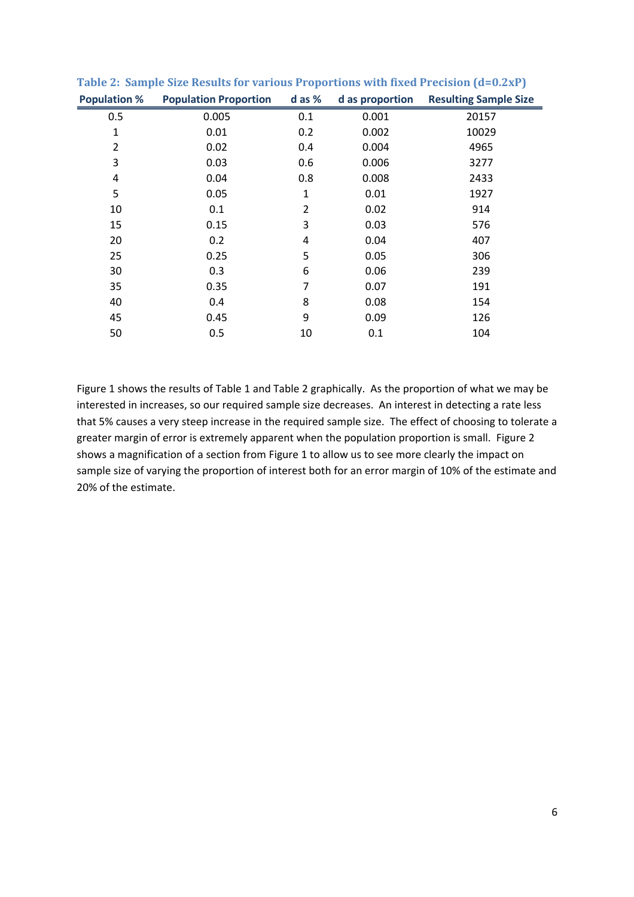**Table 2: Sample Size Results for various Proportions with fixed Precision (d=0.2xP)**

| Population % | Population Proportion | d as % | d as proportion | Resulting Sample Size |
|---|---|---|---|---|
| 0.5 | 0.005 | 0.1 | 0.001 | 20157 |
| 1 | 0.01 | 0.2 | 0.002 | 10029 |
| 2 | 0.02 | 0.4 | 0.004 | 4965 |
| 3 | 0.03 | 0.6 | 0.006 | 3277 |
| 4 | 0.04 | 0.8 | 0.008 | 2433 |
| 5 | 0.05 | 1 | 0.01 | 1927 |
| 10 | 0.1 | 2 | 0.02 | 914 |
| 15 | 0.15 | 3 | 0.03 | 576 |
| 20 | 0.2 | 4 | 0.04 | 407 |
| 25 | 0.25 | 5 | 0.05 | 306 |
| 30 | 0.3 | 6 | 0.06 | 239 |
| 35 | 0.35 | 7 | 0.07 | 191 |
| 40 | 0.4 | 8 | 0.08 | 154 |
| 45 | 0.45 | 9 | 0.09 | 126 |
| 50 | 0.5 | 10 | 0.1 | 104 |

Figure 1 shows the results of Table 1 and Table 2 graphically. As the proportion of what we may be interested in increases, so our required sample size decreases. An interest in detecting a rate less that 5% causes a very steep increase in the required sample size. The effect of choosing to tolerate a greater margin of error is extremely apparent when the population proportion is small. Figure 2 shows a magnification of a section from Figure 1 to allow us to see more clearly the impact on sample size of varying the proportion of interest both for an error margin of 10% of the estimate and 20% of the estimate.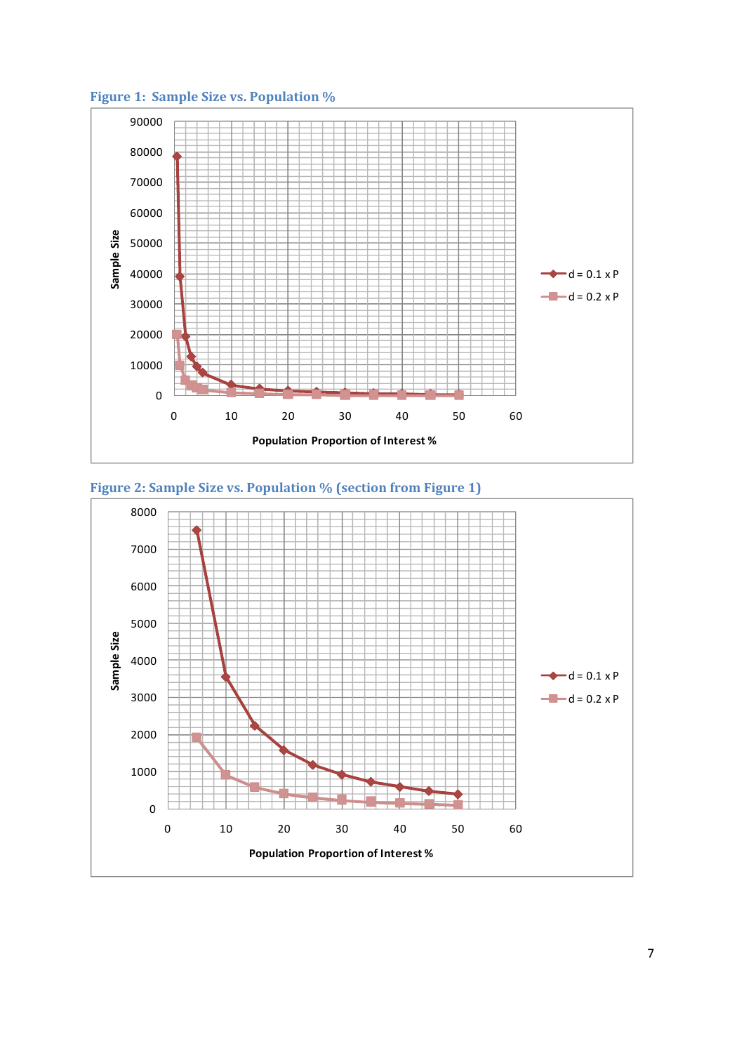**Figure 1: Sample Size vs. Population %**

**Figure 2: Sample Size vs. Population % (section from Figure 1)**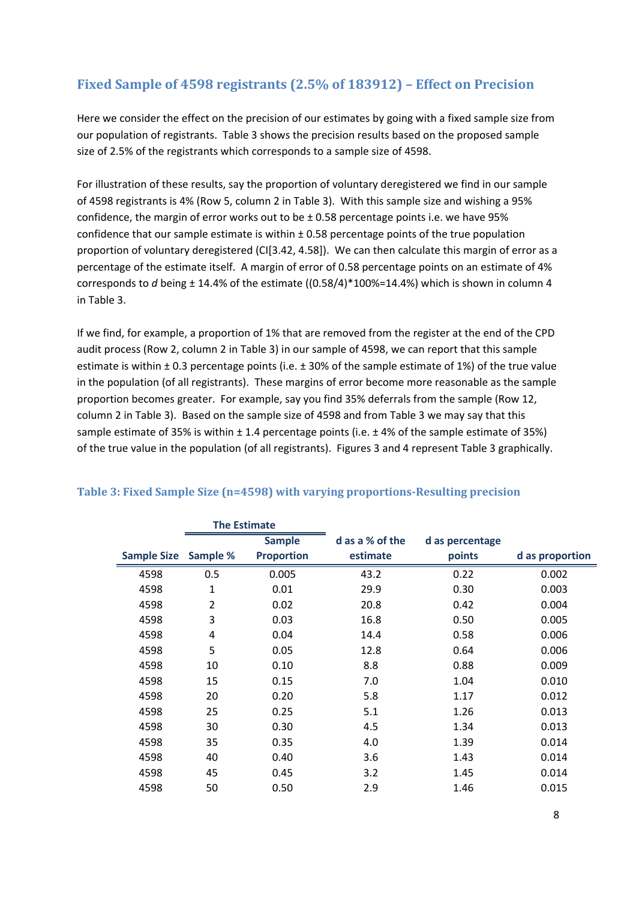## Fixed Sample of 4598 registrants (2.5% of 183912) – Effect on Precision

Here we consider the effect on the precision of our estimates by going with a fixed sample size from our population of registrants. Table 3 shows the precision results based on the proposed sample size of 2.5% of the registrants which corresponds to a sample size of 4598.

For illustration of these results, say the proportion of voluntary deregistered we find in our sample of 4598 registrants is 4% (Row 5, column 2 in Table 3). With this sample size and wishing a 95% confidence, the margin of error works out to be ± 0.58 percentage points i.e. we have 95% confidence that our sample estimate is within ± 0.58 percentage points of the true population proportion of voluntary deregistered (CI[3.42, 4.58]). We can then calculate this margin of error as a percentage of the estimate itself. A margin of error of 0.58 percentage points on an estimate of 4% corresponds to *d* being ± 14.4% of the estimate ((0.58/4)*100%=14.4%) which is shown in column 4 in Table 3.

If we find, for example, a proportion of 1% that are removed from the register at the end of the CPD audit process (Row 2, column 2 in Table 3) in our sample of 4598, we can report that this sample estimate is within ± 0.3 percentage points (i.e. ± 30% of the sample estimate of 1%) of the true value in the population (of all registrants). These margins of error become more reasonable as the sample proportion becomes greater. For example, say you find 35% deferrals from the sample (Row 12, column 2 in Table 3). Based on the sample size of 4598 and from Table 3 we may say that this sample estimate of 35% is within ± 1.4 percentage points (i.e. ± 4% of the sample estimate of 35%) of the true value in the population (of all registrants). Figures 3 and 4 represent Table 3 graphically.

### Table 3: Fixed Sample Size (n=4598) with varying proportions-Resulting precision

| | The Estimate | | | | |
|---|---|---|---|---|---|
| Sample Size | Sample % | Sample Proportion | d as a % of the estimate | d as percentage points | d as proportion |
| 4598 | 0.5 | 0.005 | 43.2 | 0.22 | 0.002 |
| 4598 | 1 | 0.01 | 29.9 | 0.30 | 0.003 |
| 4598 | 2 | 0.02 | 20.8 | 0.42 | 0.004 |
| 4598 | 3 | 0.03 | 16.8 | 0.50 | 0.005 |
| 4598 | 4 | 0.04 | 14.4 | 0.58 | 0.006 |
| 4598 | 5 | 0.05 | 12.8 | 0.64 | 0.006 |
| 4598 | 10 | 0.10 | 8.8 | 0.88 | 0.009 |
| 4598 | 15 | 0.15 | 7.0 | 1.04 | 0.010 |
| 4598 | 20 | 0.20 | 5.8 | 1.17 | 0.012 |
| 4598 | 25 | 0.25 | 5.1 | 1.26 | 0.013 |
| 4598 | 30 | 0.30 | 4.5 | 1.34 | 0.013 |
| 4598 | 35 | 0.35 | 4.0 | 1.39 | 0.014 |
| 4598 | 40 | 0.40 | 3.6 | 1.43 | 0.014 |
| 4598 | 45 | 0.45 | 3.2 | 1.45 | 0.014 |
| 4598 | 50 | 0.50 | 2.9 | 1.46 | 0.015 |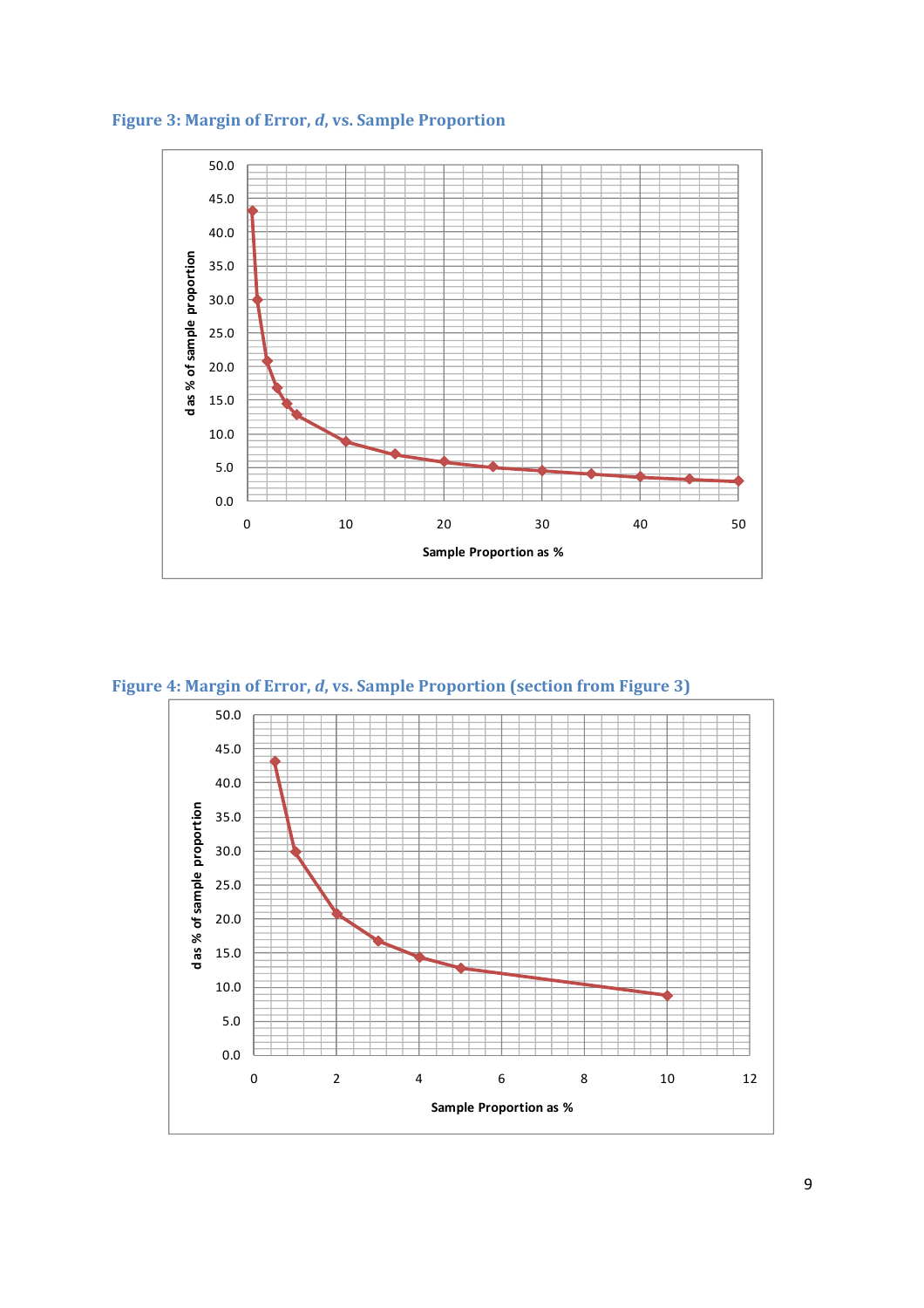**Figure 3: Margin of Error, *d*, vs. Sample Proportion**

**Figure 4: Margin of Error, *d*, vs. Sample Proportion (section from Figure 3)**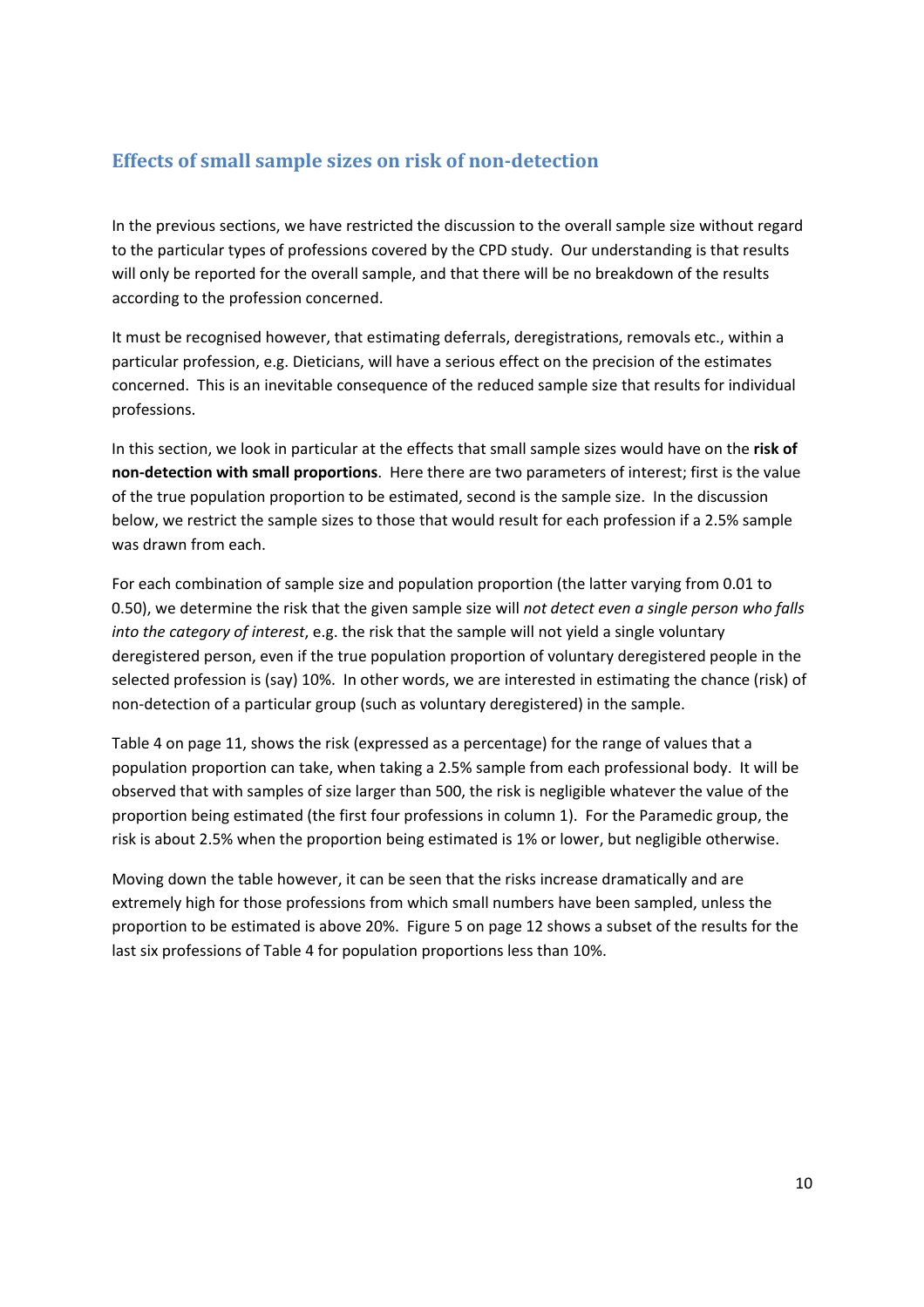## Effects of small sample sizes on risk of non-detection

In the previous sections, we have restricted the discussion to the overall sample size without regard to the particular types of professions covered by the CPD study. Our understanding is that results will only be reported for the overall sample, and that there will be no breakdown of the results according to the profession concerned.

It must be recognised however, that estimating deferrals, deregistrations, removals etc., within a particular profession, e.g. Dieticians, will have a serious effect on the precision of the estimates concerned. This is an inevitable consequence of the reduced sample size that results for individual professions.

In this section, we look in particular at the effects that small sample sizes would have on the **risk of non-detection with small proportions**. Here there are two parameters of interest; first is the value of the true population proportion to be estimated, second is the sample size. In the discussion below, we restrict the sample sizes to those that would result for each profession if a 2.5% sample was drawn from each.

For each combination of sample size and population proportion (the latter varying from 0.01 to 0.50), we determine the risk that the given sample size will *not detect even a single person who falls into the category of interest*, e.g. the risk that the sample will not yield a single voluntary deregistered person, even if the true population proportion of voluntary deregistered people in the selected profession is (say) 10%. In other words, we are interested in estimating the chance (risk) of non-detection of a particular group (such as voluntary deregistered) in the sample.

Table 4 on page 11, shows the risk (expressed as a percentage) for the range of values that a population proportion can take, when taking a 2.5% sample from each professional body. It will be observed that with samples of size larger than 500, the risk is negligible whatever the value of the proportion being estimated (the first four professions in column 1). For the Paramedic group, the risk is about 2.5% when the proportion being estimated is 1% or lower, but negligible otherwise.

Moving down the table however, it can be seen that the risks increase dramatically and are extremely high for those professions from which small numbers have been sampled, unless the proportion to be estimated is above 20%. Figure 5 on page 12 shows a subset of the results for the last six professions of Table 4 for population proportions less than 10%.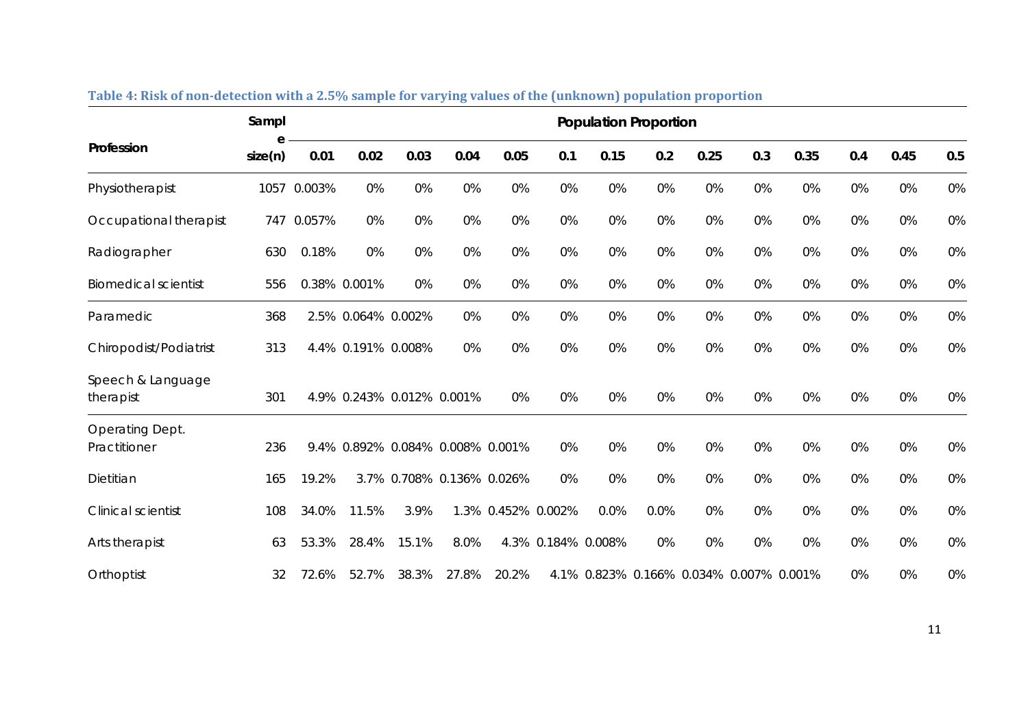**Table 4: Risk of non-detection with a 2.5% sample for varying values of the (unknown) population proportion**

| Profession | Sample size(n) | Population Proportion | | | | | | | | | | | | | |
|---|---|---|---|---|---|---|---|---|---|---|---|---|---|---|---|
| | | 0.01 | 0.02 | 0.03 | 0.04 | 0.05 | 0.1 | 0.15 | 0.2 | 0.25 | 0.3 | 0.35 | 0.4 | 0.45 | 0.5 |
| Physiotherapist | 1057 | 0.003% | 0% | 0% | 0% | 0% | 0% | 0% | 0% | 0% | 0% | 0% | 0% | 0% | 0% |
| Occupational therapist | 747 | 0.057% | 0% | 0% | 0% | 0% | 0% | 0% | 0% | 0% | 0% | 0% | 0% | 0% | 0% |
| Radiographer | 630 | 0.18% | 0% | 0% | 0% | 0% | 0% | 0% | 0% | 0% | 0% | 0% | 0% | 0% | 0% |
| Biomedical scientist | 556 | 0.38% | 0.001% | 0% | 0% | 0% | 0% | 0% | 0% | 0% | 0% | 0% | 0% | 0% | 0% |
| Paramedic | 368 | 2.5% | 0.064% | 0.002% | 0% | 0% | 0% | 0% | 0% | 0% | 0% | 0% | 0% | 0% | 0% |
| Chiropodist/Podiatrist | 313 | 4.4% | 0.191% | 0.008% | 0% | 0% | 0% | 0% | 0% | 0% | 0% | 0% | 0% | 0% | 0% |
| Speech & Language therapist | 301 | 4.9% | 0.243% | 0.012% | 0.001% | 0% | 0% | 0% | 0% | 0% | 0% | 0% | 0% | 0% | 0% |
| Operating Dept. Practitioner | 236 | 9.4% | 0.892% | 0.084% | 0.008% | 0.001% | 0% | 0% | 0% | 0% | 0% | 0% | 0% | 0% | 0% |
| Dietitian | 165 | 19.2% | 3.7% | 0.708% | 0.136% | 0.026% | 0% | 0% | 0% | 0% | 0% | 0% | 0% | 0% | 0% |
| Clinical scientist | 108 | 34.0% | 11.5% | 3.9% | 1.3% | 0.452% | 0.002% | 0.0% | 0.0% | 0% | 0% | 0% | 0% | 0% | 0% |
| Arts therapist | 63 | 53.3% | 28.4% | 15.1% | 8.0% | 4.3% | 0.184% | 0.008% | 0% | 0% | 0% | 0% | 0% | 0% | 0% |
| Orthoptist | 32 | 72.6% | 52.7% | 38.3% | 27.8% | 20.2% | 4.1% | 0.823% | 0.166% | 0.034% | 0.007% | 0.001% | 0% | 0% | 0% |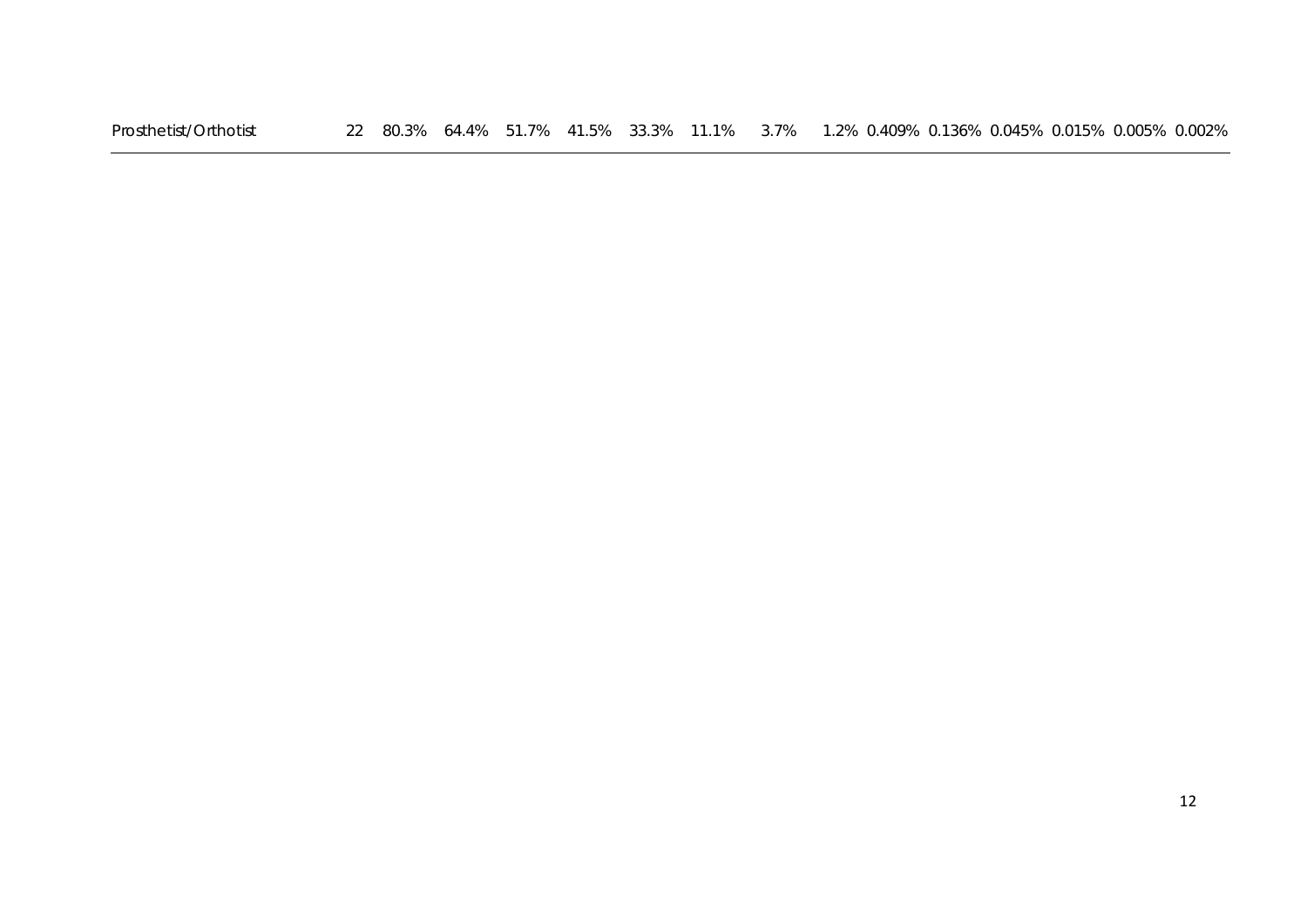| | | | | | | | | | | | | | | |
|---|---|---|---|---|---|---|---|---|---|---|---|---|---|---|
| Prosthetist/Orthotist | 22 | 80.3% | 64.4% | 51.7% | 41.5% | 33.3% | 11.1% | 3.7% | 1.2% | 0.409% | 0.136% | 0.045% | 0.015% | 0.005% | 0.002% |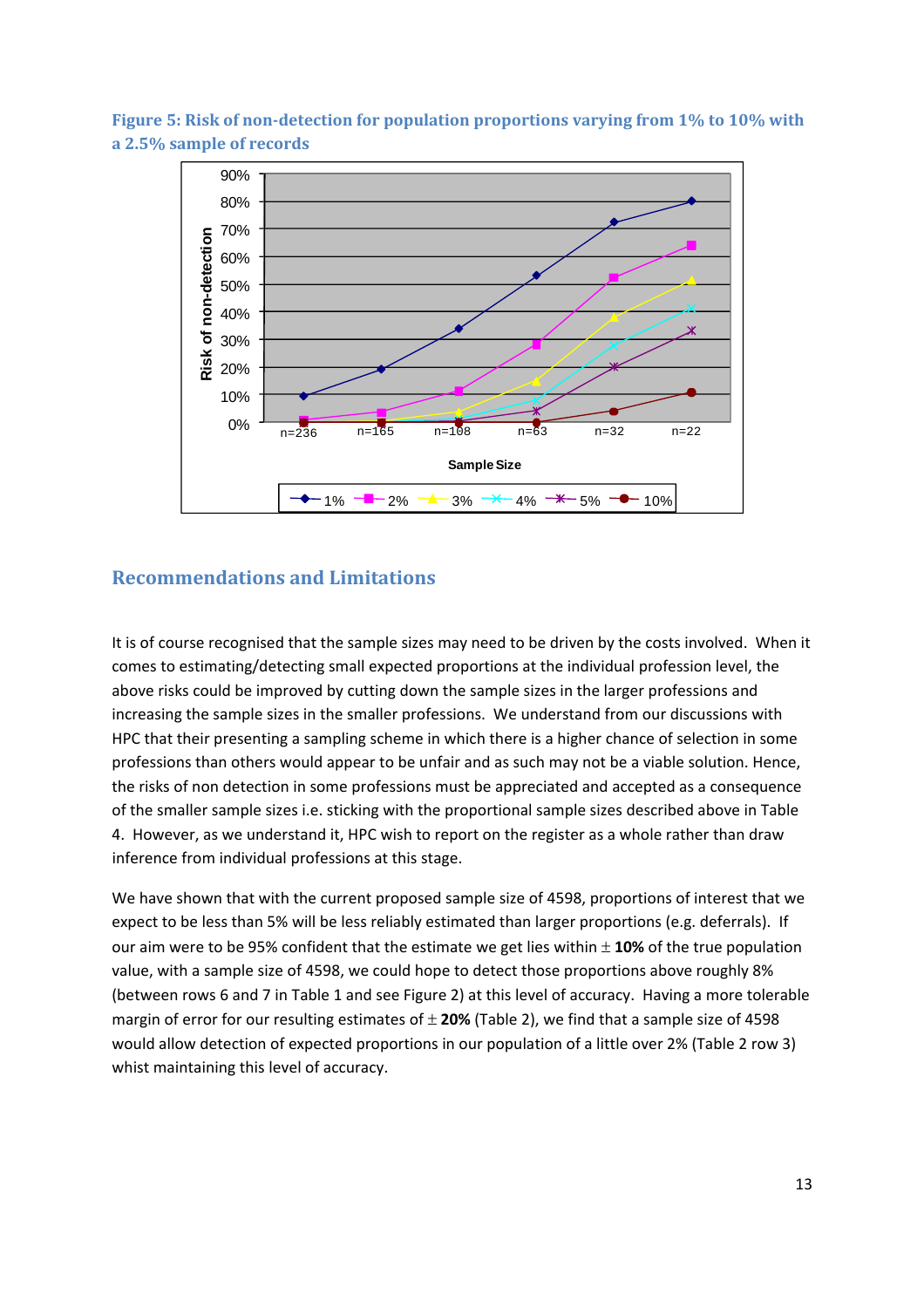**Figure 5: Risk of non-detection for population proportions varying from 1% to 10% with a 2.5% sample of records**

## Recommendations and Limitations

It is of course recognised that the sample sizes may need to be driven by the costs involved. When it comes to estimating/detecting small expected proportions at the individual profession level, the above risks could be improved by cutting down the sample sizes in the larger professions and increasing the sample sizes in the smaller professions. We understand from our discussions with HPC that their presenting a sampling scheme in which there is a higher chance of selection in some professions than others would appear to be unfair and as such may not be a viable solution. Hence, the risks of non detection in some professions must be appreciated and accepted as a consequence of the smaller sample sizes i.e. sticking with the proportional sample sizes described above in Table 4. However, as we understand it, HPC wish to report on the register as a whole rather than draw inference from individual professions at this stage.

We have shown that with the current proposed sample size of 4598, proportions of interest that we expect to be less than 5% will be less reliably estimated than larger proportions (e.g. deferrals). If our aim were to be 95% confident that the estimate we get lies within ± **10%** of the true population value, with a sample size of 4598, we could hope to detect those proportions above roughly 8% (between rows 6 and 7 in Table 1 and see Figure 2) at this level of accuracy. Having a more tolerable margin of error for our resulting estimates of ± **20%** (Table 2), we find that a sample size of 4598 would allow detection of expected proportions in our population of a little over 2% (Table 2 row 3) whist maintaining this level of accuracy.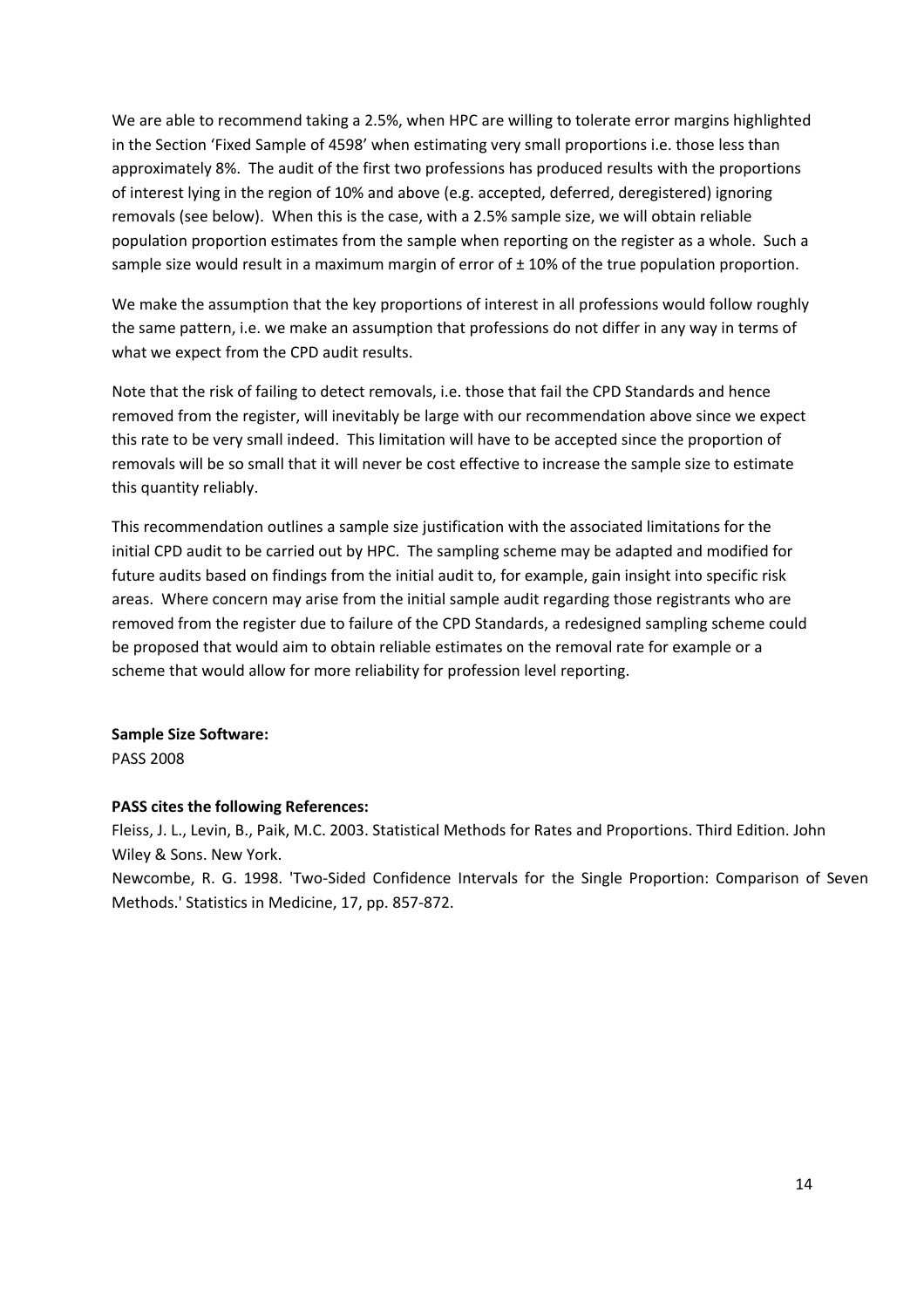We are able to recommend taking a 2.5%, when HPC are willing to tolerate error margins highlighted in the Section 'Fixed Sample of 4598' when estimating very small proportions i.e. those less than approximately 8%. The audit of the first two professions has produced results with the proportions of interest lying in the region of 10% and above (e.g. accepted, deferred, deregistered) ignoring removals (see below). When this is the case, with a 2.5% sample size, we will obtain reliable population proportion estimates from the sample when reporting on the register as a whole. Such a sample size would result in a maximum margin of error of ± 10% of the true population proportion.

We make the assumption that the key proportions of interest in all professions would follow roughly the same pattern, i.e. we make an assumption that professions do not differ in any way in terms of what we expect from the CPD audit results.

Note that the risk of failing to detect removals, i.e. those that fail the CPD Standards and hence removed from the register, will inevitably be large with our recommendation above since we expect this rate to be very small indeed. This limitation will have to be accepted since the proportion of removals will be so small that it will never be cost effective to increase the sample size to estimate this quantity reliably.

This recommendation outlines a sample size justification with the associated limitations for the initial CPD audit to be carried out by HPC. The sampling scheme may be adapted and modified for future audits based on findings from the initial audit to, for example, gain insight into specific risk areas. Where concern may arise from the initial sample audit regarding those registrants who are removed from the register due to failure of the CPD Standards, a redesigned sampling scheme could be proposed that would aim to obtain reliable estimates on the removal rate for example or a scheme that would allow for more reliability for profession level reporting.

**Sample Size Software:**
PASS 2008

**PASS cites the following References:**

Fleiss, J. L., Levin, B., Paik, M.C. 2003. Statistical Methods for Rates and Proportions. Third Edition. John Wiley & Sons. New York.

Newcombe, R. G. 1998. 'Two-Sided Confidence Intervals for the Single Proportion: Comparison of Seven Methods.' Statistics in Medicine, 17, pp. 857-872.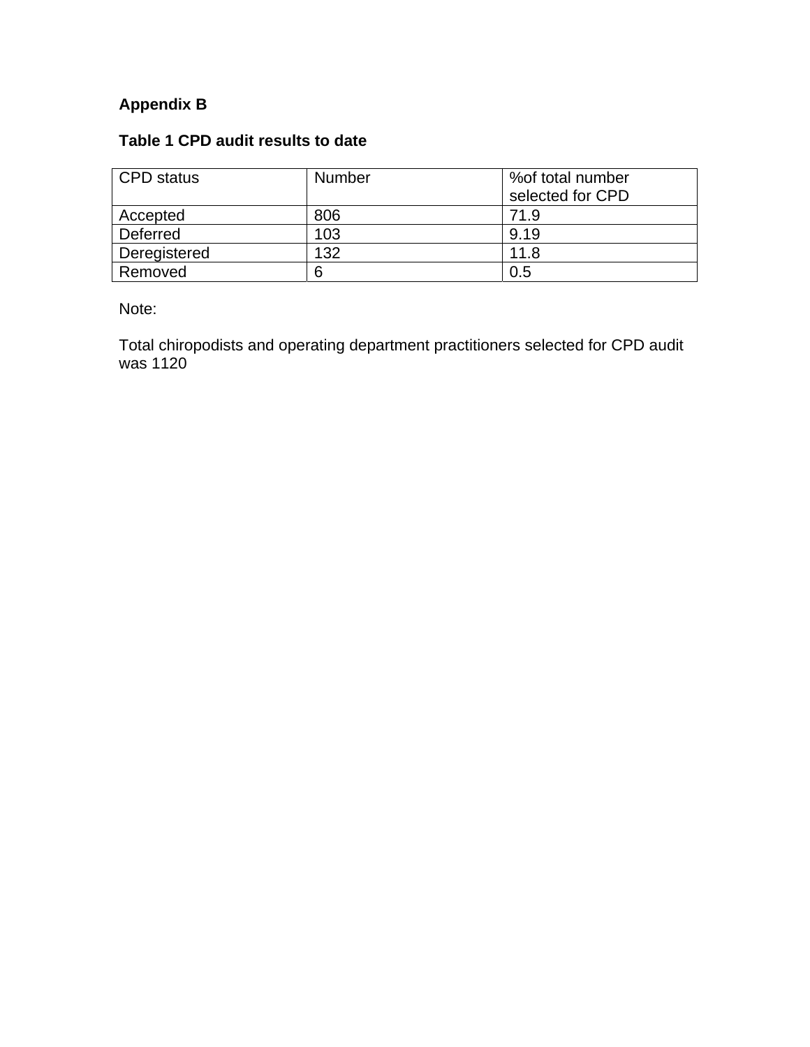**Appendix B**

**Table 1 CPD audit results to date**

| CPD status | Number | %of total number selected for CPD |
| --- | --- | --- |
| Accepted | 806 | 71.9 |
| Deferred | 103 | 9.19 |
| Deregistered | 132 | 11.8 |
| Removed | 6 | 0.5 |

Note:

Total chiropodists and operating department practitioners selected for CPD audit was 1120